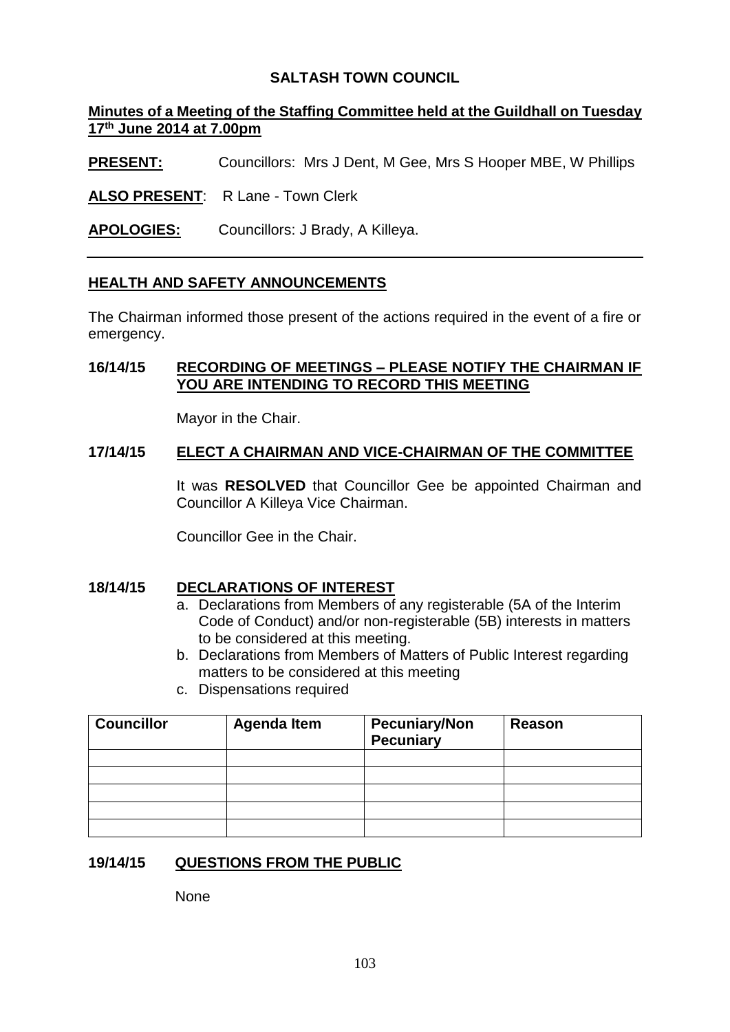**SALTASH TOWN COUNCIL**

**Minutes of a Meeting of the Staffing Committee held at the Guildhall on Tuesday 17th June 2014 at 7.00pm**

**PRESENT:** Councillors: Mrs J Dent, M Gee, Mrs S Hooper MBE, W Phillips

**ALSO PRESENT**: R Lane - Town Clerk

**APOLOGIES:** Councillors: J Brady, A Killeya.

---

## HEALTH AND SAFETY ANNOUNCEMENTS

The Chairman informed those present of the actions required in the event of a fire or emergency.

## 16/14/15 RECORDING OF MEETINGS – PLEASE NOTIFY THE CHAIRMAN IF YOU ARE INTENDING TO RECORD THIS MEETING

Mayor in the Chair.

## 17/14/15 ELECT A CHAIRMAN AND VICE-CHAIRMAN OF THE COMMITTEE

It was **RESOLVED** that Councillor Gee be appointed Chairman and Councillor A Killeya Vice Chairman.

Councillor Gee in the Chair.

## 18/14/15 DECLARATIONS OF INTEREST

a. Declarations from Members of any registerable (5A of the Interim Code of Conduct) and/or non-registerable (5B) interests in matters to be considered at this meeting.
b. Declarations from Members of Matters of Public Interest regarding matters to be considered at this meeting
c. Dispensations required

| Councillor | Agenda Item | Pecuniary/Non Pecuniary | Reason |
|---|---|---|---|
| | | | |
| | | | |
| | | | |
| | | | |
| | | | |

## 19/14/15 QUESTIONS FROM THE PUBLIC

None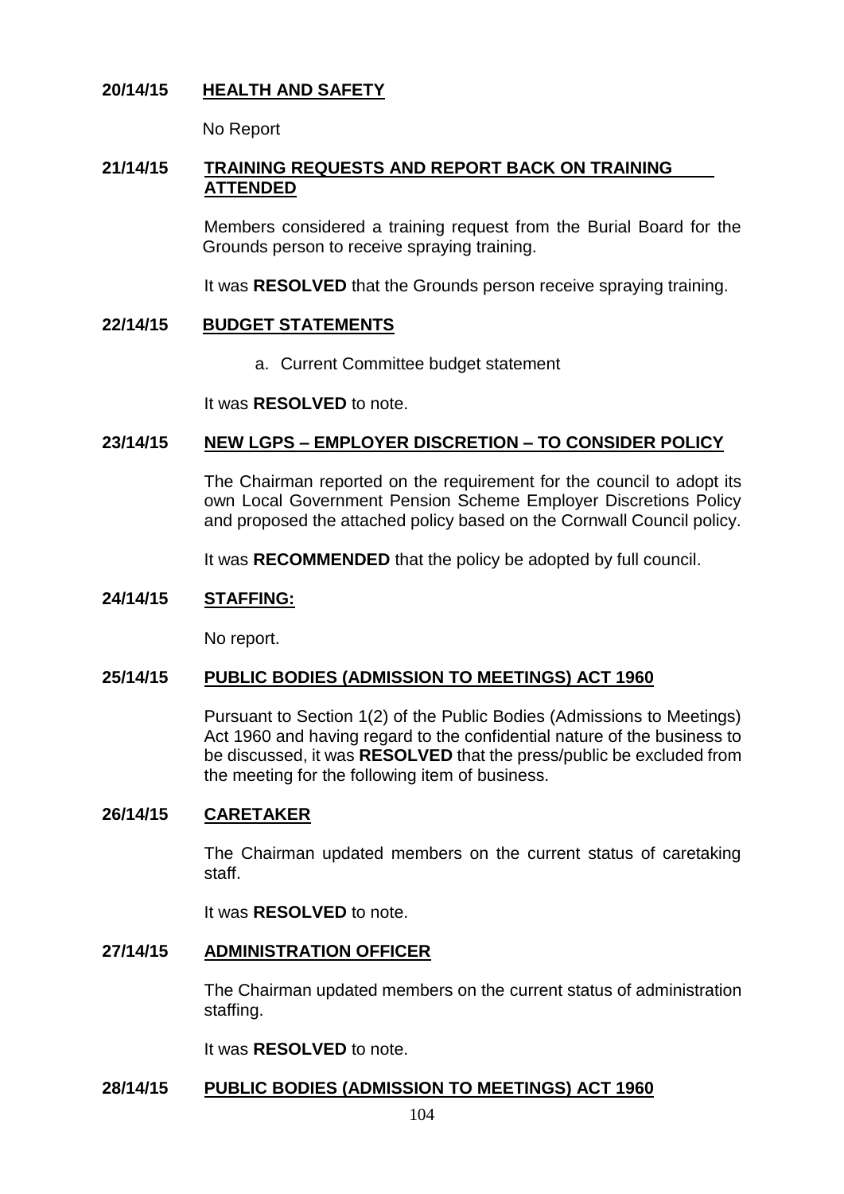**20/14/15 HEALTH AND SAFETY**

No Report

**21/14/15 TRAINING REQUESTS AND REPORT BACK ON TRAINING ATTENDED**

Members considered a training request from the Burial Board for the Grounds person to receive spraying training.

It was **RESOLVED** that the Grounds person receive spraying training.

**22/14/15 BUDGET STATEMENTS**

a. Current Committee budget statement

It was **RESOLVED** to note.

**23/14/15 NEW LGPS – EMPLOYER DISCRETION – TO CONSIDER POLICY**

The Chairman reported on the requirement for the council to adopt its own Local Government Pension Scheme Employer Discretions Policy and proposed the attached policy based on the Cornwall Council policy.

It was **RECOMMENDED** that the policy be adopted by full council.

**24/14/15 STAFFING:**

No report.

**25/14/15 PUBLIC BODIES (ADMISSION TO MEETINGS) ACT 1960**

Pursuant to Section 1(2) of the Public Bodies (Admissions to Meetings) Act 1960 and having regard to the confidential nature of the business to be discussed, it was **RESOLVED** that the press/public be excluded from the meeting for the following item of business.

**26/14/15 CARETAKER**

The Chairman updated members on the current status of caretaking staff.

It was **RESOLVED** to note.

**27/14/15 ADMINISTRATION OFFICER**

The Chairman updated members on the current status of administration staffing.

It was **RESOLVED** to note.

**28/14/15 PUBLIC BODIES (ADMISSION TO MEETINGS) ACT 1960**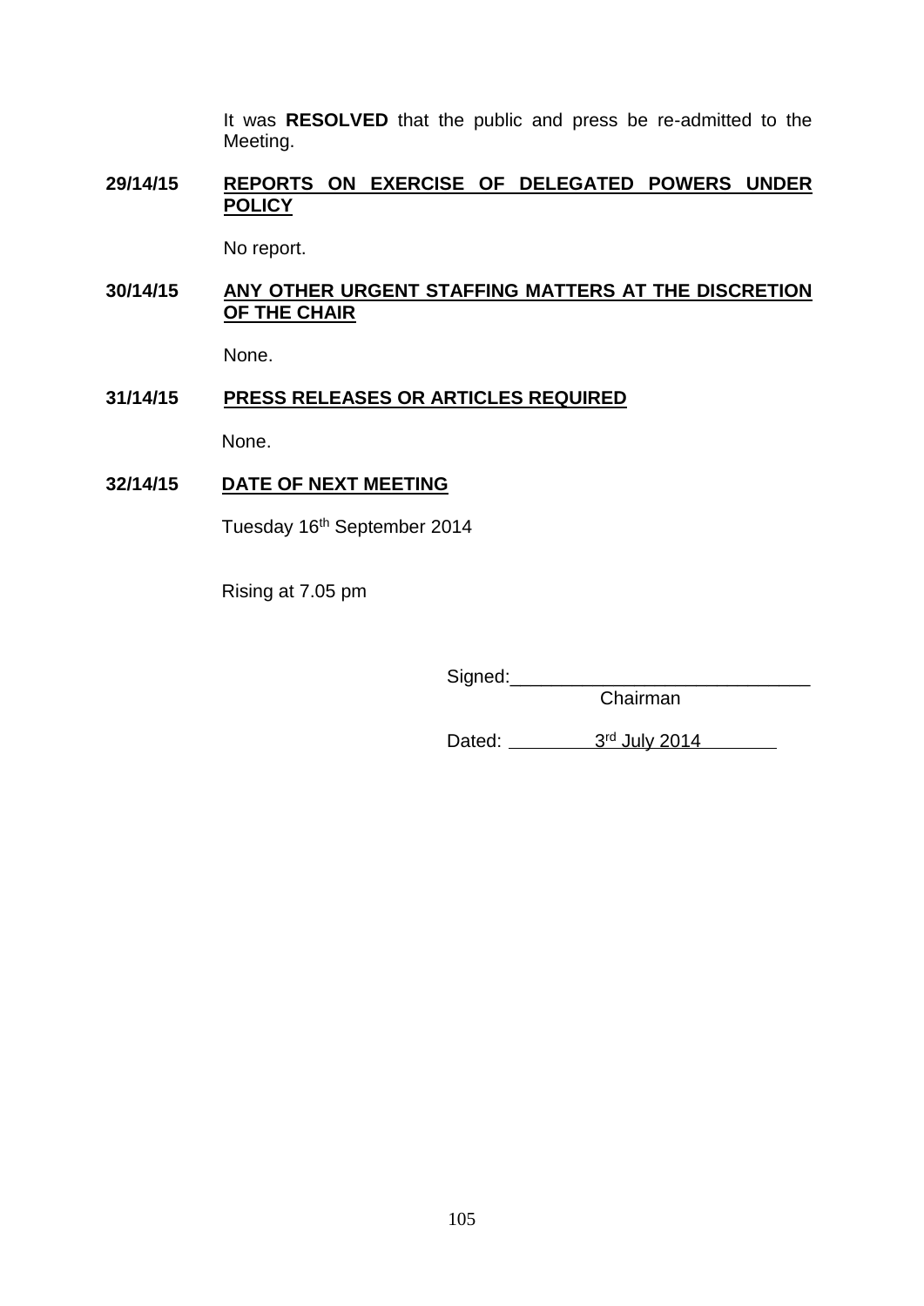It was **RESOLVED** that the public and press be re-admitted to the Meeting.

**29/14/15 REPORTS ON EXERCISE OF DELEGATED POWERS UNDER POLICY**

No report.

**30/14/15 ANY OTHER URGENT STAFFING MATTERS AT THE DISCRETION OF THE CHAIR**

None.

**31/14/15 PRESS RELEASES OR ARTICLES REQUIRED**

None.

**32/14/15 DATE OF NEXT MEETING**

Tuesday 16th September 2014

Rising at 7.05 pm

Signed:_____________________________

Chairman

Dated: 3rd July 2014